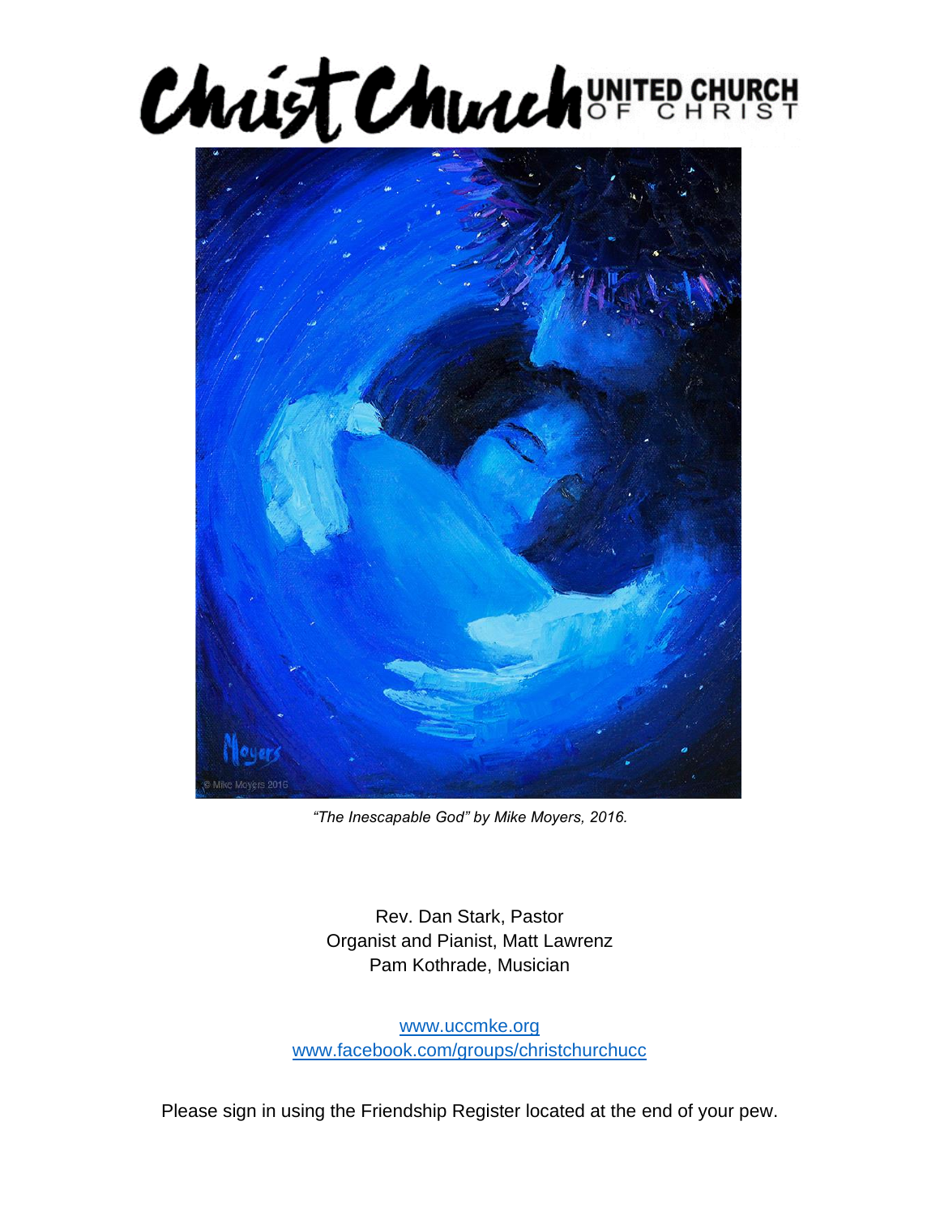# Christ Church UNITED CHURCH OF CHRIST

*"The Inescapable God" by Mike Moyers, 2016.*

Rev. Dan Stark, Pastor
Organist and Pianist, Matt Lawrenz
Pam Kothrade, Musician

www.uccmke.org
www.facebook.com/groups/christchurchucc

Please sign in using the Friendship Register located at the end of your pew.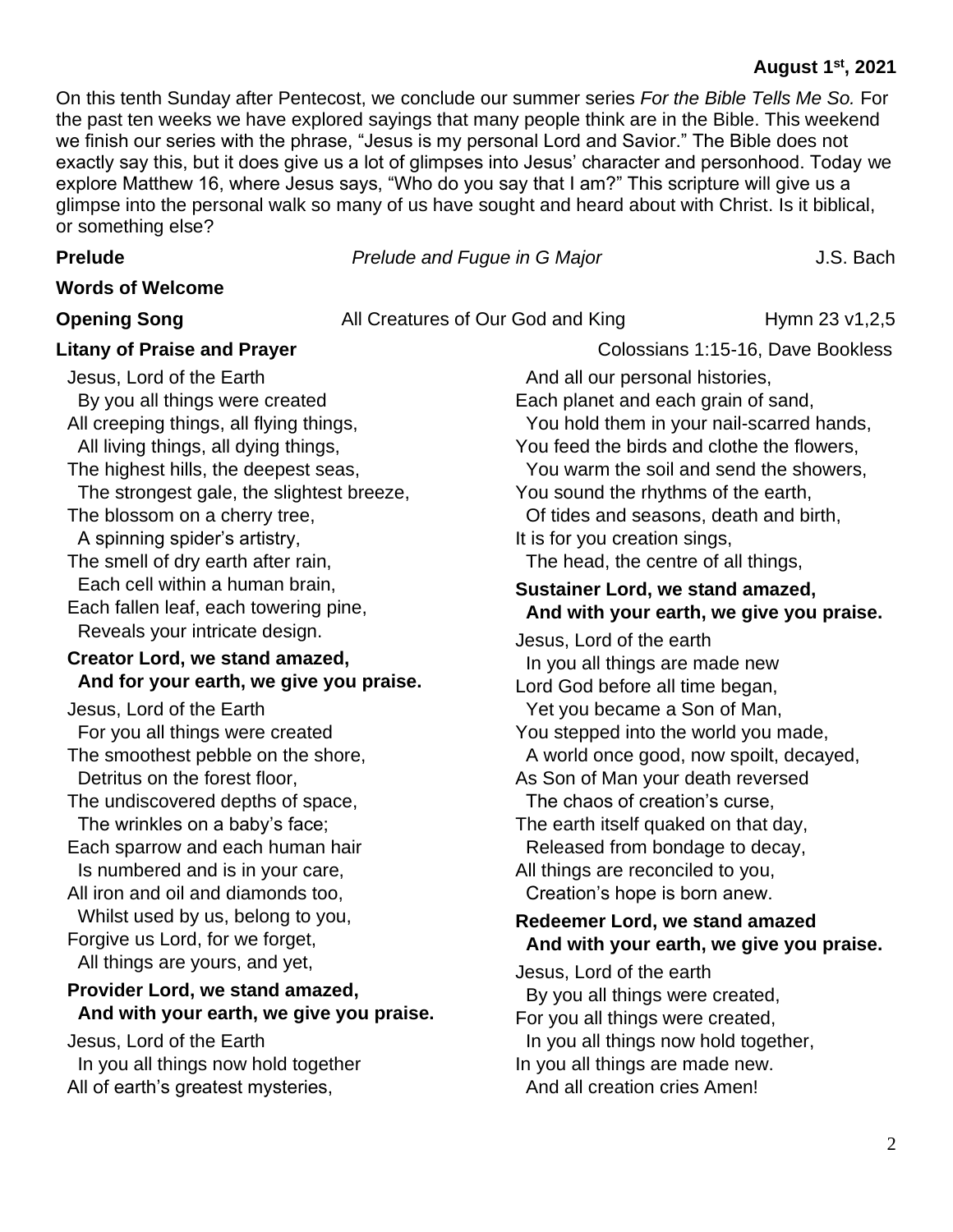**August 1st, 2021**

On this tenth Sunday after Pentecost, we conclude our summer series *For the Bible Tells Me So.* For the past ten weeks we have explored sayings that many people think are in the Bible. This weekend we finish our series with the phrase, "Jesus is my personal Lord and Savior." The Bible does not exactly say this, but it does give us a lot of glimpses into Jesus' character and personhood. Today we explore Matthew 16, where Jesus says, "Who do you say that I am?" This scripture will give us a glimpse into the personal walk so many of us have sought and heard about with Christ. Is it biblical, or something else?

**Prelude** — *Prelude and Fugue in G Major* — J.S. Bach

**Words of Welcome**

**Opening Song** — All Creatures of Our God and King — Hymn 23 v1,2,5

**Litany of Praise and Prayer** — Colossians 1:15-16, Dave Bookless

Jesus, Lord of the Earth
By you all things were created
All creeping things, all flying things,
All living things, all dying things,
The highest hills, the deepest seas,
The strongest gale, the slightest breeze,
The blossom on a cherry tree,
A spinning spider's artistry,
The smell of dry earth after rain,
Each cell within a human brain,
Each fallen leaf, each towering pine,
Reveals your intricate design.

**Creator Lord, we stand amazed,**
**And for your earth, we give you praise.**

Jesus, Lord of the Earth
For you all things were created
The smoothest pebble on the shore,
Detritus on the forest floor,
The undiscovered depths of space,
The wrinkles on a baby's face;
Each sparrow and each human hair
Is numbered and is in your care,
All iron and oil and diamonds too,
Whilst used by us, belong to you,
Forgive us Lord, for we forget,
All things are yours, and yet,

**Provider Lord, we stand amazed,**
**And with your earth, we give you praise.**

Jesus, Lord of the Earth
In you all things now hold together
All of earth's greatest mysteries,
And all our personal histories,
Each planet and each grain of sand,
You hold them in your nail-scarred hands,
You feed the birds and clothe the flowers,
You warm the soil and send the showers,
You sound the rhythms of the earth,
Of tides and seasons, death and birth,
It is for you creation sings,
The head, the centre of all things,

**Sustainer Lord, we stand amazed,**
**And with your earth, we give you praise.**

Jesus, Lord of the earth
In you all things are made new
Lord God before all time began,
Yet you became a Son of Man,
You stepped into the world you made,
A world once good, now spoilt, decayed,
As Son of Man your death reversed
The chaos of creation's curse,
The earth itself quaked on that day,
Released from bondage to decay,
All things are reconciled to you,
Creation's hope is born anew.

**Redeemer Lord, we stand amazed**
**And with your earth, we give you praise.**

Jesus, Lord of the earth
By you all things were created,
For you all things were created,
In you all things now hold together,
In you all things are made new.
And all creation cries Amen!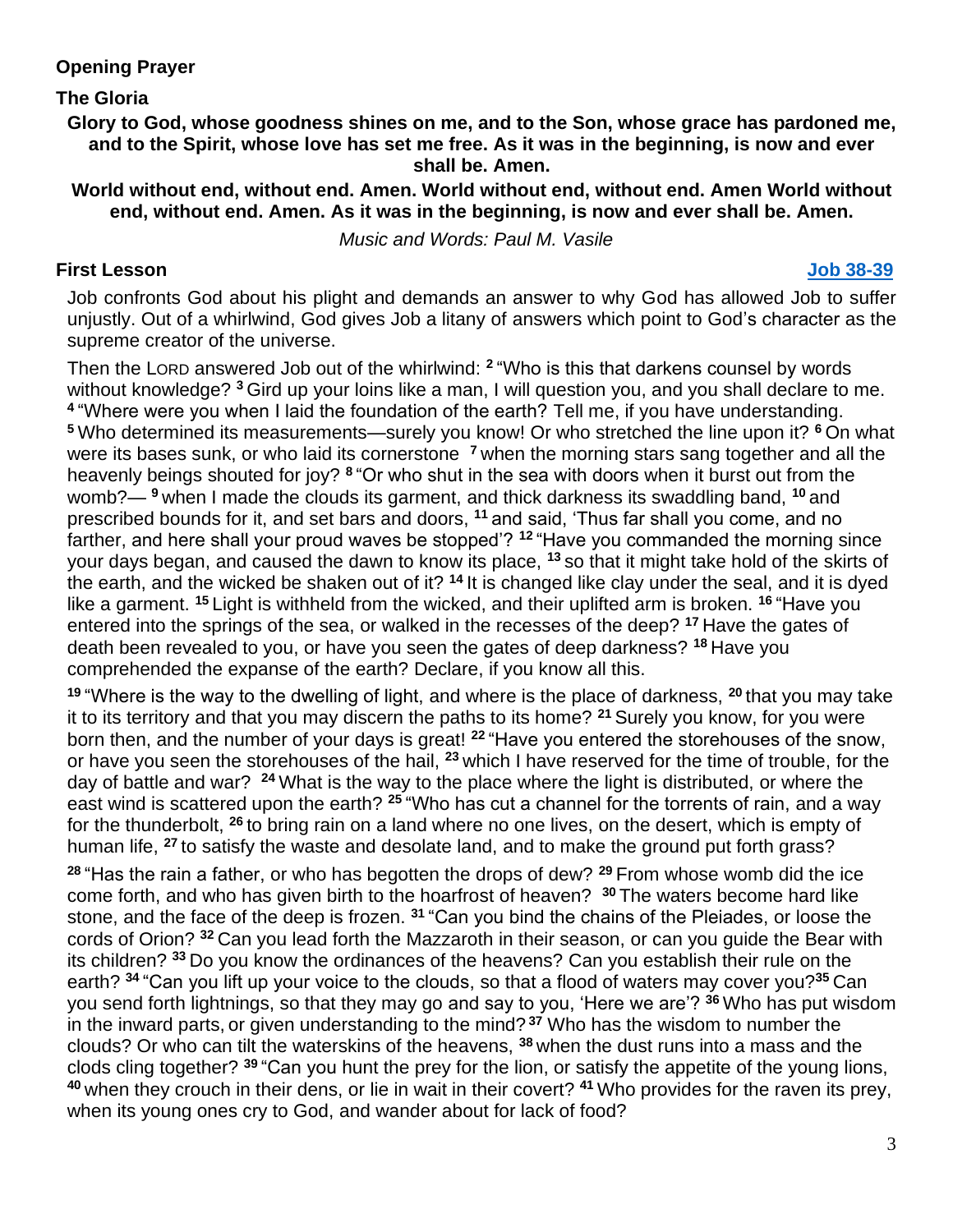**Opening Prayer**

**The Gloria**

**Glory to God, whose goodness shines on me, and to the Son, whose grace has pardoned me, and to the Spirit, whose love has set me free. As it was in the beginning, is now and ever shall be. Amen.**

**World without end, without end. Amen. World without end, without end. Amen World without end, without end. Amen. As it was in the beginning, is now and ever shall be. Amen.**

*Music and Words: Paul M. Vasile*

**First Lesson** **Job 38-39**

Job confronts God about his plight and demands an answer to why God has allowed Job to suffer unjustly. Out of a whirlwind, God gives Job a litany of answers which point to God's character as the supreme creator of the universe.

Then the LORD answered Job out of the whirlwind: [2] "Who is this that darkens counsel by words without knowledge? [3] Gird up your loins like a man, I will question you, and you shall declare to me. [4] "Where were you when I laid the foundation of the earth? Tell me, if you have understanding. [5] Who determined its measurements—surely you know! Or who stretched the line upon it? [6] On what were its bases sunk, or who laid its cornerstone [7] when the morning stars sang together and all the heavenly beings shouted for joy? [8] "Or who shut in the sea with doors when it burst out from the womb?— [9] when I made the clouds its garment, and thick darkness its swaddling band, [10] and prescribed bounds for it, and set bars and doors, [11] and said, 'Thus far shall you come, and no farther, and here shall your proud waves be stopped'? [12] "Have you commanded the morning since your days began, and caused the dawn to know its place, [13] so that it might take hold of the skirts of the earth, and the wicked be shaken out of it? [14] It is changed like clay under the seal, and it is dyed like a garment. [15] Light is withheld from the wicked, and their uplifted arm is broken. [16] "Have you entered into the springs of the sea, or walked in the recesses of the deep? [17] Have the gates of death been revealed to you, or have you seen the gates of deep darkness? [18] Have you comprehended the expanse of the earth? Declare, if you know all this.

[19] "Where is the way to the dwelling of light, and where is the place of darkness, [20] that you may take it to its territory and that you may discern the paths to its home? [21] Surely you know, for you were born then, and the number of your days is great! [22] "Have you entered the storehouses of the snow, or have you seen the storehouses of the hail, [23] which I have reserved for the time of trouble, for the day of battle and war? [24] What is the way to the place where the light is distributed, or where the east wind is scattered upon the earth? [25] "Who has cut a channel for the torrents of rain, and a way for the thunderbolt, [26] to bring rain on a land where no one lives, on the desert, which is empty of human life, [27] to satisfy the waste and desolate land, and to make the ground put forth grass?

[28] "Has the rain a father, or who has begotten the drops of dew? [29] From whose womb did the ice come forth, and who has given birth to the hoarfrost of heaven? [30] The waters become hard like stone, and the face of the deep is frozen. [31] "Can you bind the chains of the Pleiades, or loose the cords of Orion? [32] Can you lead forth the Mazzaroth in their season, or can you guide the Bear with its children? [33] Do you know the ordinances of the heavens? Can you establish their rule on the earth? [34] "Can you lift up your voice to the clouds, so that a flood of waters may cover you?[35] Can you send forth lightnings, so that they may go and say to you, 'Here we are'? [36] Who has put wisdom in the inward parts, or given understanding to the mind? [37] Who has the wisdom to number the clouds? Or who can tilt the waterskins of the heavens, [38] when the dust runs into a mass and the clods cling together? [39] "Can you hunt the prey for the lion, or satisfy the appetite of the young lions, [40] when they crouch in their dens, or lie in wait in their covert? [41] Who provides for the raven its prey, when its young ones cry to God, and wander about for lack of food?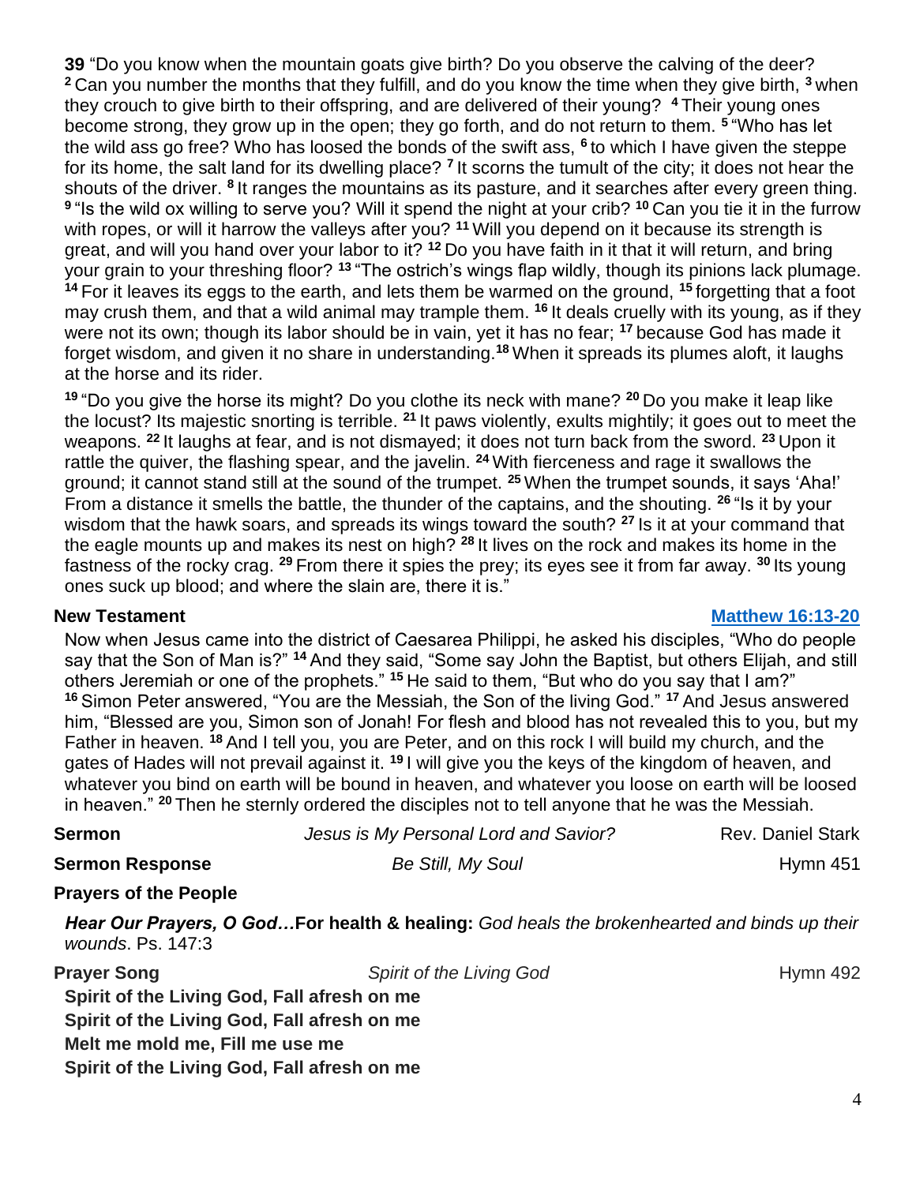**39** "Do you know when the mountain goats give birth? Do you observe the calving of the deer? **2** Can you number the months that they fulfill, and do you know the time when they give birth, **3** when they crouch to give birth to their offspring, and are delivered of their young? **4** Their young ones become strong, they grow up in the open; they go forth, and do not return to them. **5** "Who has let the wild ass go free? Who has loosed the bonds of the swift ass, **6** to which I have given the steppe for its home, the salt land for its dwelling place? **7** It scorns the tumult of the city; it does not hear the shouts of the driver. **8** It ranges the mountains as its pasture, and it searches after every green thing. **9** "Is the wild ox willing to serve you? Will it spend the night at your crib? **10** Can you tie it in the furrow with ropes, or will it harrow the valleys after you? **11** Will you depend on it because its strength is great, and will you hand over your labor to it? **12** Do you have faith in it that it will return, and bring your grain to your threshing floor? **13** "The ostrich's wings flap wildly, though its pinions lack plumage. **14** For it leaves its eggs to the earth, and lets them be warmed on the ground, **15** forgetting that a foot may crush them, and that a wild animal may trample them. **16** It deals cruelly with its young, as if they were not its own; though its labor should be in vain, yet it has no fear; **17** because God has made it forget wisdom, and given it no share in understanding.**18** When it spreads its plumes aloft, it laughs at the horse and its rider.

**19** "Do you give the horse its might? Do you clothe its neck with mane? **20** Do you make it leap like the locust? Its majestic snorting is terrible. **21** It paws violently, exults mightily; it goes out to meet the weapons. **22** It laughs at fear, and is not dismayed; it does not turn back from the sword. **23** Upon it rattle the quiver, the flashing spear, and the javelin. **24** With fierceness and rage it swallows the ground; it cannot stand still at the sound of the trumpet. **25** When the trumpet sounds, it says 'Aha!' From a distance it smells the battle, the thunder of the captains, and the shouting. **26** "Is it by your wisdom that the hawk soars, and spreads its wings toward the south? **27** Is it at your command that the eagle mounts up and makes its nest on high? **28** It lives on the rock and makes its home in the fastness of the rocky crag. **29** From there it spies the prey; its eyes see it from far away. **30** Its young ones suck up blood; and where the slain are, there it is."

**New Testament** **Matthew 16:13-20**

Now when Jesus came into the district of Caesarea Philippi, he asked his disciples, "Who do people say that the Son of Man is?" **14** And they said, "Some say John the Baptist, but others Elijah, and still others Jeremiah or one of the prophets." **15** He said to them, "But who do you say that I am?" **16** Simon Peter answered, "You are the Messiah, the Son of the living God." **17** And Jesus answered him, "Blessed are you, Simon son of Jonah! For flesh and blood has not revealed this to you, but my Father in heaven. **18** And I tell you, you are Peter, and on this rock I will build my church, and the gates of Hades will not prevail against it. **19** I will give you the keys of the kingdom of heaven, and whatever you bind on earth will be bound in heaven, and whatever you loose on earth will be loosed in heaven." **20** Then he sternly ordered the disciples not to tell anyone that he was the Messiah.

**Sermon** *Jesus is My Personal Lord and Savior?* Rev. Daniel Stark

**Sermon Response** *Be Still, My Soul* Hymn 451

**Prayers of the People**

***Hear Our Prayers, O God…*****For health & healing:** *God heals the brokenhearted and binds up their wounds*. Ps. 147:3

**Prayer Song** *Spirit of the Living God* Hymn 492

**Spirit of the Living God, Fall afresh on me**
**Spirit of the Living God, Fall afresh on me**
**Melt me mold me, Fill me use me**
**Spirit of the Living God, Fall afresh on me**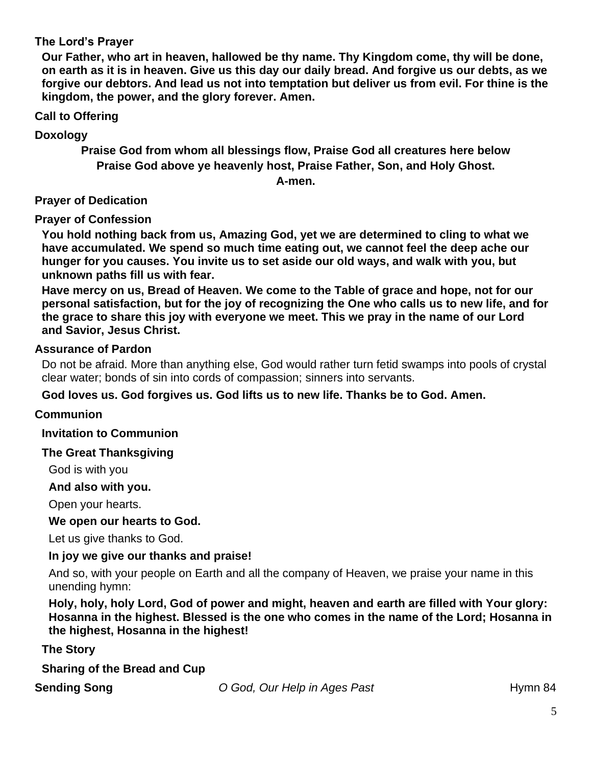**The Lord's Prayer**

**Our Father, who art in heaven, hallowed be thy name. Thy Kingdom come, thy will be done, on earth as it is in heaven. Give us this day our daily bread. And forgive us our debts, as we forgive our debtors. And lead us not into temptation but deliver us from evil. For thine is the kingdom, the power, and the glory forever. Amen.**

**Call to Offering**

**Doxology**

**Praise God from whom all blessings flow, Praise God all creatures here below**
**Praise God above ye heavenly host, Praise Father, Son, and Holy Ghost.**
**A-men.**

**Prayer of Dedication**

**Prayer of Confession**

**You hold nothing back from us, Amazing God, yet we are determined to cling to what we have accumulated. We spend so much time eating out, we cannot feel the deep ache our hunger for you causes. You invite us to set aside our old ways, and walk with you, but unknown paths fill us with fear.**

**Have mercy on us, Bread of Heaven. We come to the Table of grace and hope, not for our personal satisfaction, but for the joy of recognizing the One who calls us to new life, and for the grace to share this joy with everyone we meet. This we pray in the name of our Lord and Savior, Jesus Christ.**

**Assurance of Pardon**

Do not be afraid. More than anything else, God would rather turn fetid swamps into pools of crystal clear water; bonds of sin into cords of compassion; sinners into servants.

**God loves us. God forgives us. God lifts us to new life. Thanks be to God. Amen.**

**Communion**

**Invitation to Communion**

**The Great Thanksgiving**

God is with you

**And also with you.**

Open your hearts.

**We open our hearts to God.**

Let us give thanks to God.

**In joy we give our thanks and praise!**

And so, with your people on Earth and all the company of Heaven, we praise your name in this unending hymn:

**Holy, holy, holy Lord, God of power and might, heaven and earth are filled with Your glory: Hosanna in the highest. Blessed is the one who comes in the name of the Lord; Hosanna in the highest, Hosanna in the highest!**

**The Story**

**Sharing of the Bread and Cup**

**Sending Song** *O God, Our Help in Ages Past* Hymn 84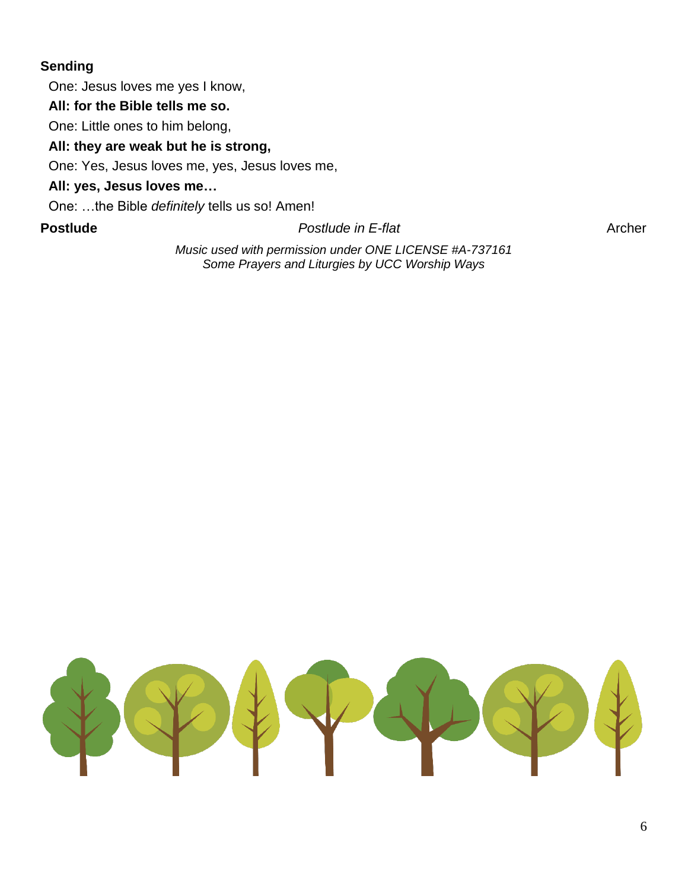**Sending**

One: Jesus loves me yes I know,

**All: for the Bible tells me so.**

One: Little ones to him belong,

**All: they are weak but he is strong,**

One: Yes, Jesus loves me, yes, Jesus loves me,

**All: yes, Jesus loves me…**

One: …the Bible *definitely* tells us so! Amen!

**Postlude** *Postlude in E-flat* Archer

*Music used with permission under ONE LICENSE #A-737161*
*Some Prayers and Liturgies by UCC Worship Ways*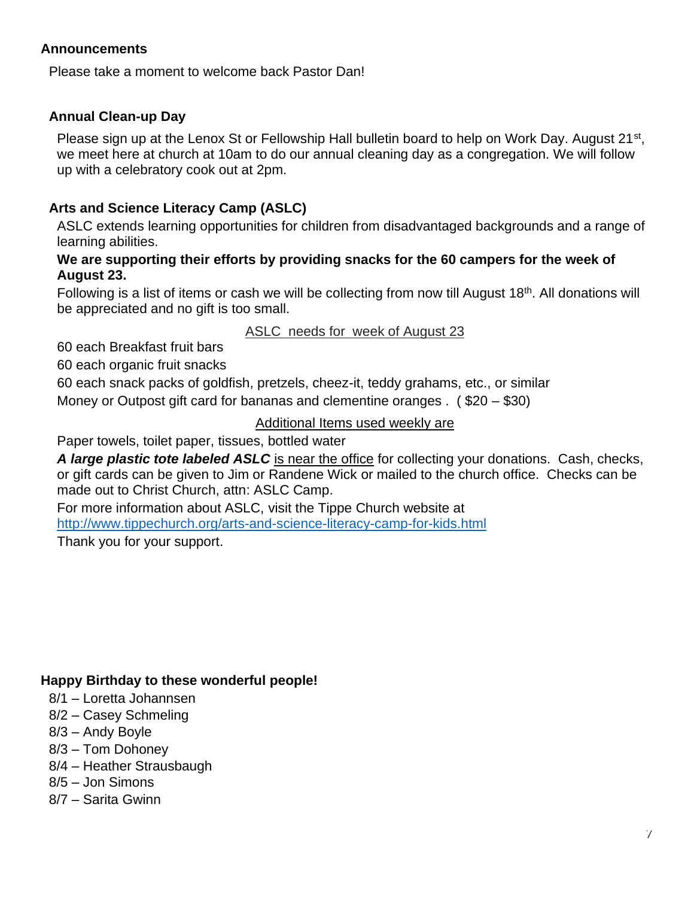## Announcements

Please take a moment to welcome back Pastor Dan!

### Annual Clean-up Day

Please sign up at the Lenox St or Fellowship Hall bulletin board to help on Work Day. August 21st, we meet here at church at 10am to do our annual cleaning day as a congregation. We will follow up with a celebratory cook out at 2pm.

### Arts and Science Literacy Camp (ASLC)

ASLC extends learning opportunities for children from disadvantaged backgrounds and a range of learning abilities.

**We are supporting their efforts by providing snacks for the 60 campers for the week of August 23.**

Following is a list of items or cash we will be collecting from now till August 18th. All donations will be appreciated and no gift is too small.

ASLC needs for week of August 23

60 each Breakfast fruit bars

60 each organic fruit snacks

60 each snack packs of goldfish, pretzels, cheez-it, teddy grahams, etc., or similar

Money or Outpost gift card for bananas and clementine oranges . ( $20 – $30)

Additional Items used weekly are

Paper towels, toilet paper, tissues, bottled water

***A large plastic tote labeled ASLC*** is near the office for collecting your donations. Cash, checks, or gift cards can be given to Jim or Randene Wick or mailed to the church office. Checks can be made out to Christ Church, attn: ASLC Camp.

For more information about ASLC, visit the Tippe Church website at http://www.tippechurch.org/arts-and-science-literacy-camp-for-kids.html

Thank you for your support.

## Happy Birthday to these wonderful people!

- 8/1 – Loretta Johannsen
- 8/2 – Casey Schmeling
- 8/3 – Andy Boyle
- 8/3 – Tom Dohoney
- 8/4 – Heather Strausbaugh
- 8/5 – Jon Simons
- 8/7 – Sarita Gwinn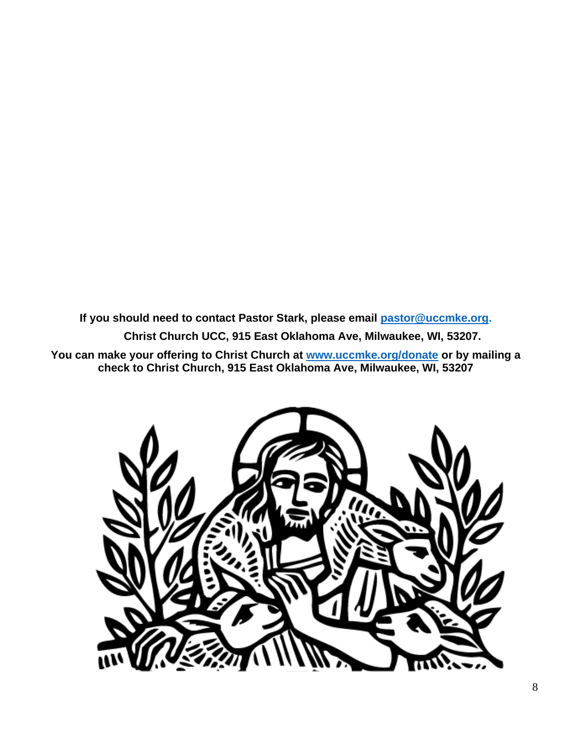**If you should need to contact Pastor Stark, please email [pastor@uccmke.org](mailto:pastor@uccmke.org).**

**Christ Church UCC, 915 East Oklahoma Ave, Milwaukee, WI, 53207.**

**You can make your offering to Christ Church at [www.uccmke.org/donate](http://www.uccmke.org/donate) or by mailing a check to Christ Church, 915 East Oklahoma Ave, Milwaukee, WI, 53207**